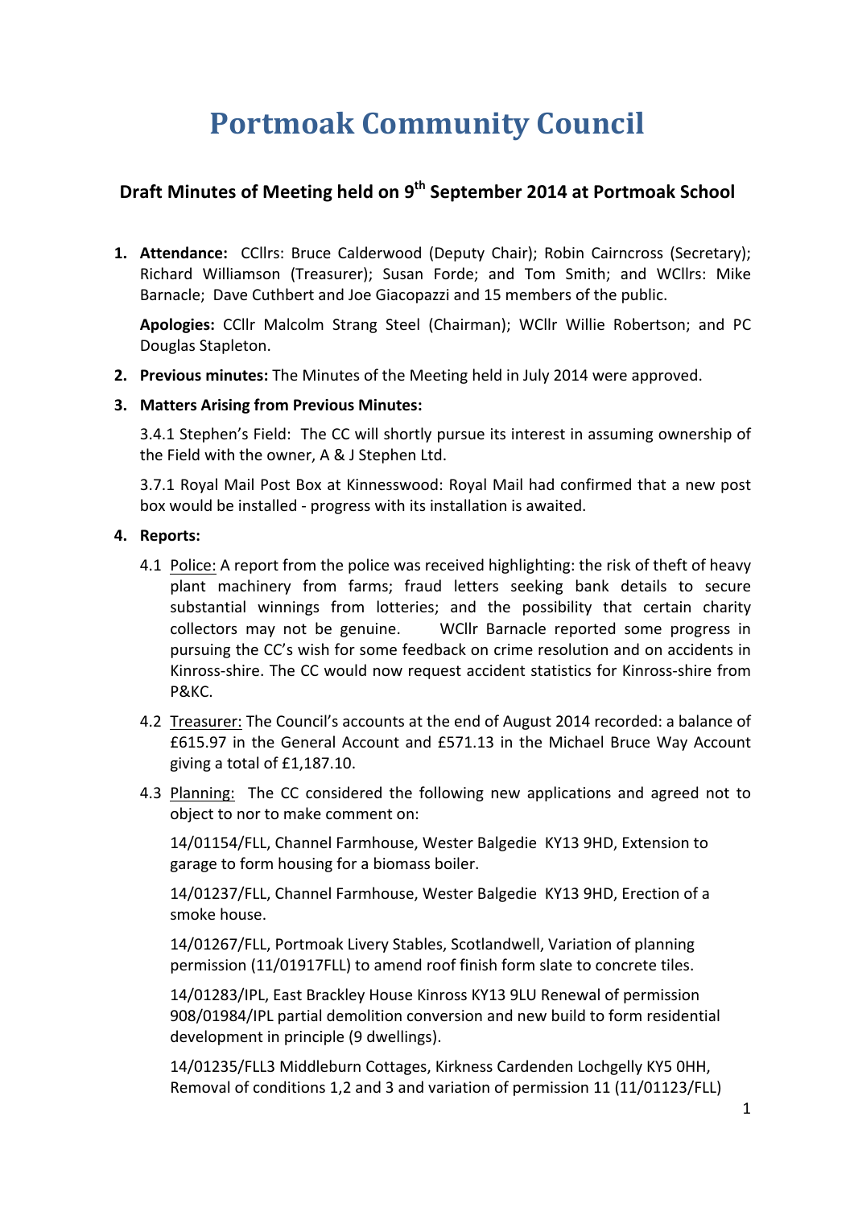# Portmoak Community Council

## Draft Minutes of Meeting held on 9th September 2014 at Portmoak School

1. **Attendance:** CCllrs: Bruce Calderwood (Deputy Chair); Robin Cairncross (Secretary); Richard Williamson (Treasurer); Susan Forde; and Tom Smith; and WCllrs: Mike Barnacle; Dave Cuthbert and Joe Giacopazzi and 15 members of the public.

   **Apologies:** CCllr Malcolm Strang Steel (Chairman); WCllr Willie Robertson; and PC Douglas Stapleton.

2. **Previous minutes:** The Minutes of the Meeting held in July 2014 were approved.

3. **Matters Arising from Previous Minutes:**

   3.4.1 Stephen's Field: The CC will shortly pursue its interest in assuming ownership of the Field with the owner, A & J Stephen Ltd.

   3.7.1 Royal Mail Post Box at Kinnesswood: Royal Mail had confirmed that a new post box would be installed - progress with its installation is awaited.

4. **Reports:**

   4.1 Police: A report from the police was received highlighting: the risk of theft of heavy plant machinery from farms; fraud letters seeking bank details to secure substantial winnings from lotteries; and the possibility that certain charity collectors may not be genuine. WCllr Barnacle reported some progress in pursuing the CC's wish for some feedback on crime resolution and on accidents in Kinross-shire. The CC would now request accident statistics for Kinross-shire from P&KC.

   4.2 Treasurer: The Council's accounts at the end of August 2014 recorded: a balance of £615.97 in the General Account and £571.13 in the Michael Bruce Way Account giving a total of £1,187.10.

   4.3 Planning: The CC considered the following new applications and agreed not to object to nor to make comment on:

   14/01154/FLL, Channel Farmhouse, Wester Balgedie KY13 9HD, Extension to garage to form housing for a biomass boiler.

   14/01237/FLL, Channel Farmhouse, Wester Balgedie KY13 9HD, Erection of a smoke house.

   14/01267/FLL, Portmoak Livery Stables, Scotlandwell, Variation of planning permission (11/01917FLL) to amend roof finish form slate to concrete tiles.

   14/01283/IPL, East Brackley House Kinross KY13 9LU Renewal of permission 908/01984/IPL partial demolition conversion and new build to form residential development in principle (9 dwellings).

   14/01235/FLL3 Middleburn Cottages, Kirkness Cardenden Lochgelly KY5 0HH, Removal of conditions 1,2 and 3 and variation of permission 11 (11/01123/FLL)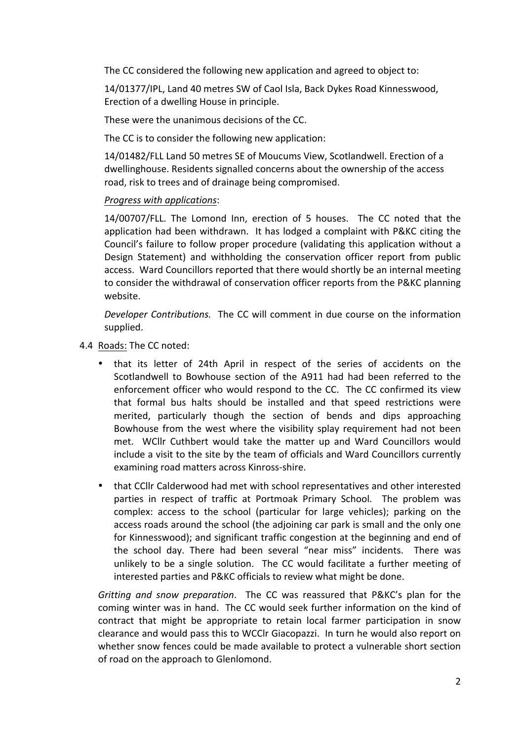The CC considered the following new application and agreed to object to:

14/01377/IPL, Land 40 metres SW of Caol Isla, Back Dykes Road Kinnesswood, Erection of a dwelling House in principle.

These were the unanimous decisions of the CC.

The CC is to consider the following new application:

14/01482/FLL Land 50 metres SE of Moucums View, Scotlandwell. Erection of a dwellinghouse. Residents signalled concerns about the ownership of the access road, risk to trees and of drainage being compromised.

*Progress with applications*:

14/00707/FLL. The Lomond Inn, erection of 5 houses. The CC noted that the application had been withdrawn. It has lodged a complaint with P&KC citing the Council's failure to follow proper procedure (validating this application without a Design Statement) and withholding the conservation officer report from public access. Ward Councillors reported that there would shortly be an internal meeting to consider the withdrawal of conservation officer reports from the P&KC planning website.

*Developer Contributions.* The CC will comment in due course on the information supplied.

4.4 Roads: The CC noted:

- that its letter of 24th April in respect of the series of accidents on the Scotlandwell to Bowhouse section of the A911 had had been referred to the enforcement officer who would respond to the CC. The CC confirmed its view that formal bus halts should be installed and that speed restrictions were merited, particularly though the section of bends and dips approaching Bowhouse from the west where the visibility splay requirement had not been met. WCllr Cuthbert would take the matter up and Ward Councillors would include a visit to the site by the team of officials and Ward Councillors currently examining road matters across Kinross-shire.
- that CCllr Calderwood had met with school representatives and other interested parties in respect of traffic at Portmoak Primary School. The problem was complex: access to the school (particular for large vehicles); parking on the access roads around the school (the adjoining car park is small and the only one for Kinnesswood); and significant traffic congestion at the beginning and end of the school day. There had been several "near miss" incidents. There was unlikely to be a single solution. The CC would facilitate a further meeting of interested parties and P&KC officials to review what might be done.

*Gritting and snow preparation*. The CC was reassured that P&KC's plan for the coming winter was in hand. The CC would seek further information on the kind of contract that might be appropriate to retain local farmer participation in snow clearance and would pass this to WCClr Giacopazzi. In turn he would also report on whether snow fences could be made available to protect a vulnerable short section of road on the approach to Glenlomond.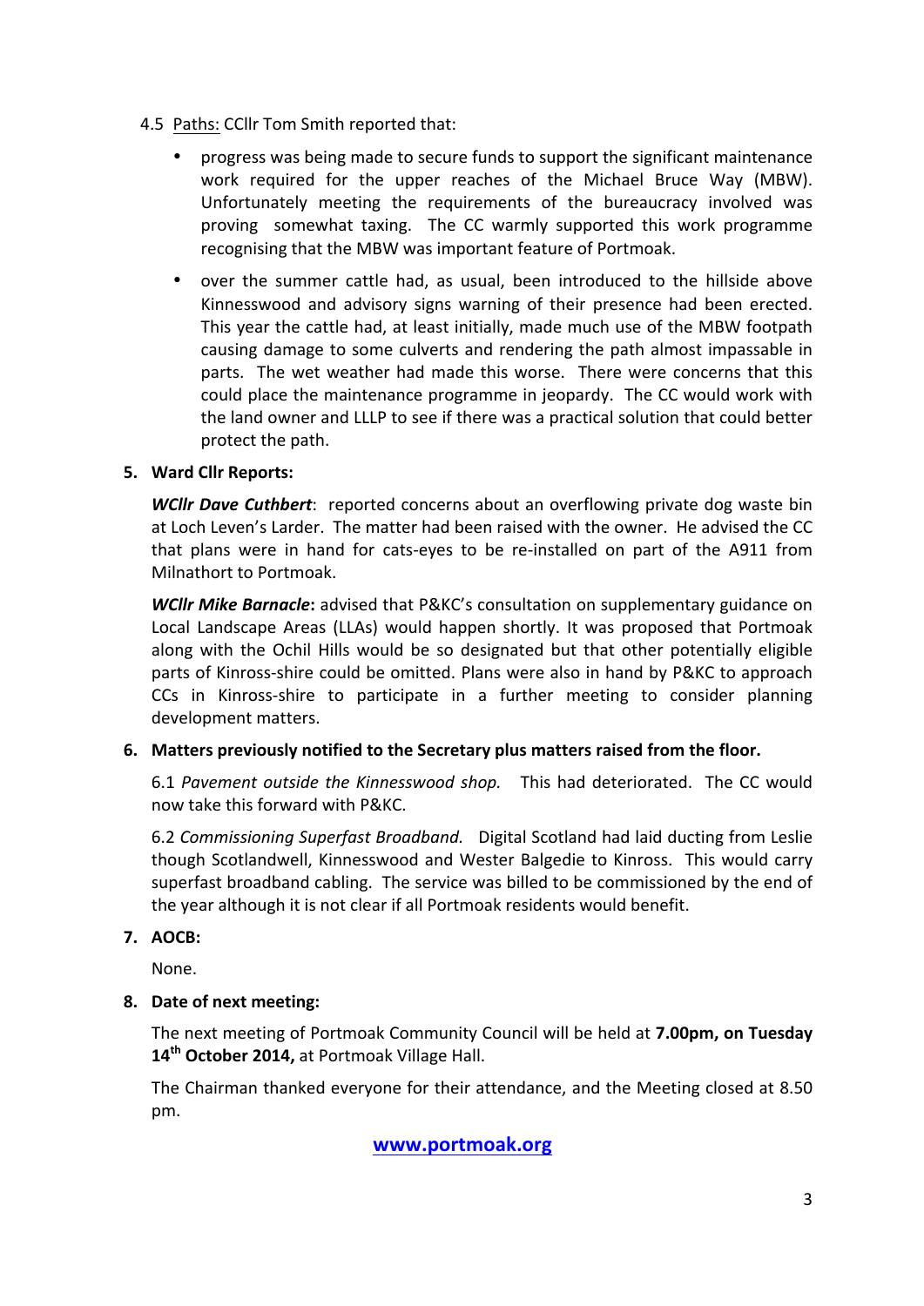4.5 Paths: CCllr Tom Smith reported that:

- progress was being made to secure funds to support the significant maintenance work required for the upper reaches of the Michael Bruce Way (MBW). Unfortunately meeting the requirements of the bureaucracy involved was proving somewhat taxing. The CC warmly supported this work programme recognising that the MBW was important feature of Portmoak.
- over the summer cattle had, as usual, been introduced to the hillside above Kinnesswood and advisory signs warning of their presence had been erected. This year the cattle had, at least initially, made much use of the MBW footpath causing damage to some culverts and rendering the path almost impassable in parts. The wet weather had made this worse. There were concerns that this could place the maintenance programme in jeopardy. The CC would work with the land owner and LLLP to see if there was a practical solution that could better protect the path.

**5. Ward Cllr Reports:**

***WCllr Dave Cuthbert***: reported concerns about an overflowing private dog waste bin at Loch Leven's Larder. The matter had been raised with the owner. He advised the CC that plans were in hand for cats-eyes to be re-installed on part of the A911 from Milnathort to Portmoak.

***WCllr Mike Barnacle*****:** advised that P&KC's consultation on supplementary guidance on Local Landscape Areas (LLAs) would happen shortly. It was proposed that Portmoak along with the Ochil Hills would be so designated but that other potentially eligible parts of Kinross-shire could be omitted. Plans were also in hand by P&KC to approach CCs in Kinross-shire to participate in a further meeting to consider planning development matters.

**6. Matters previously notified to the Secretary plus matters raised from the floor.**

6.1 *Pavement outside the Kinnesswood shop.* This had deteriorated. The CC would now take this forward with P&KC.

6.2 *Commissioning Superfast Broadband.* Digital Scotland had laid ducting from Leslie though Scotlandwell, Kinnesswood and Wester Balgedie to Kinross. This would carry superfast broadband cabling. The service was billed to be commissioned by the end of the year although it is not clear if all Portmoak residents would benefit.

**7. AOCB:**

None.

**8. Date of next meeting:**

The next meeting of Portmoak Community Council will be held at **7.00pm, on Tuesday 14th October 2014,** at Portmoak Village Hall.

The Chairman thanked everyone for their attendance, and the Meeting closed at 8.50 pm.

**www.portmoak.org**